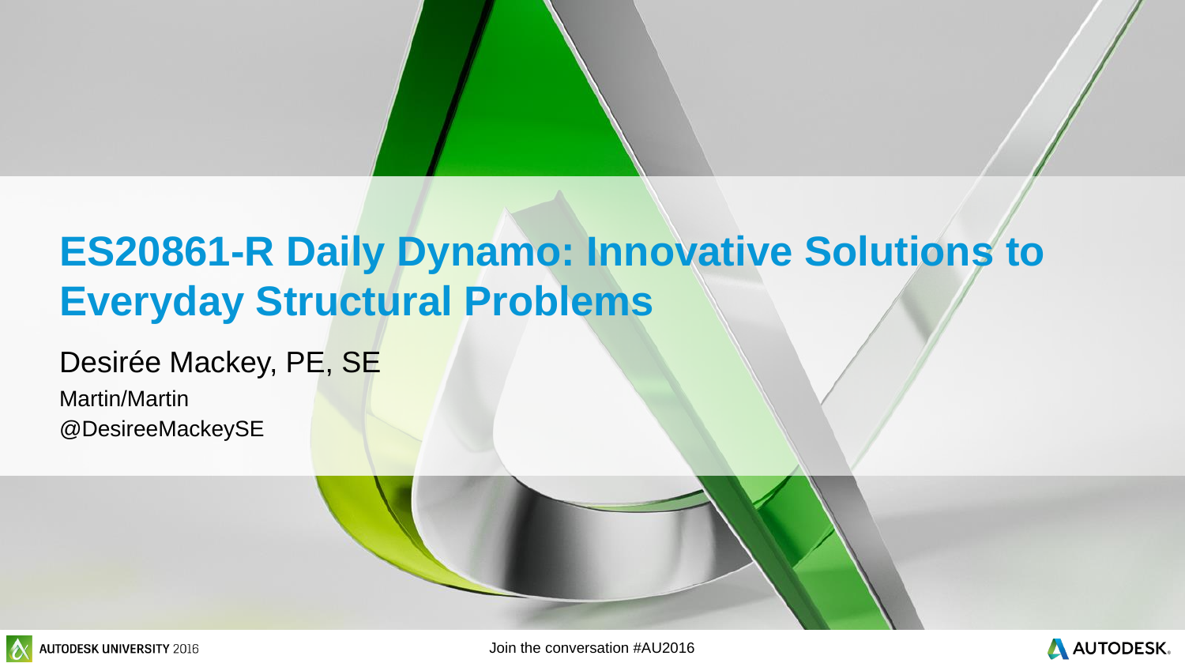# ES20861-R Daily Dynamo: Innovative Solutions to Everyday Structural Problems

Desirée Mackey, PE, SE

Martin/Martin

@DesireeMackeySE

AUTODESK UNIVERSITY 2016

Join the conversation #AU2016

AUTODESK.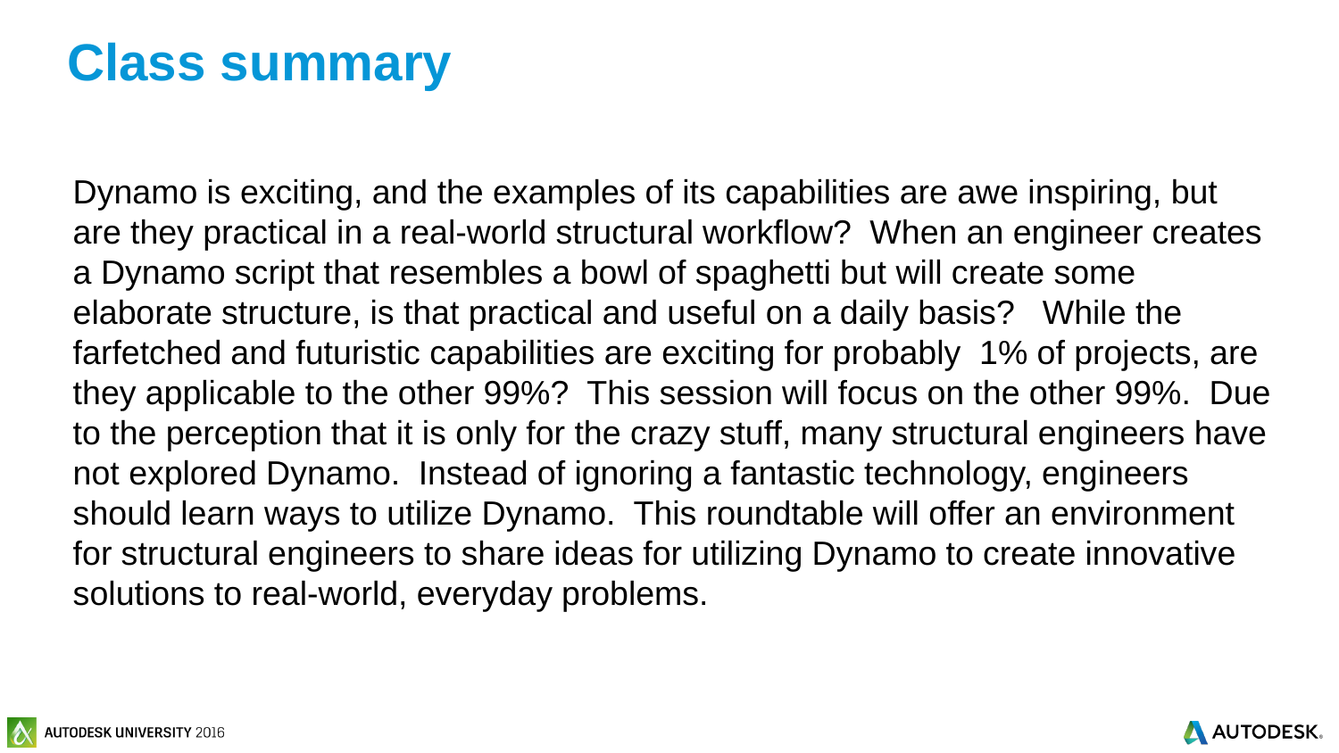# Class summary

Dynamo is exciting, and the examples of its capabilities are awe inspiring, but are they practical in a real-world structural workflow? When an engineer creates a Dynamo script that resembles a bowl of spaghetti but will create some elaborate structure, is that practical and useful on a daily basis? While the farfetched and futuristic capabilities are exciting for probably 1% of projects, are they applicable to the other 99%? This session will focus on the other 99%. Due to the perception that it is only for the crazy stuff, many structural engineers have not explored Dynamo. Instead of ignoring a fantastic technology, engineers should learn ways to utilize Dynamo. This roundtable will offer an environment for structural engineers to share ideas for utilizing Dynamo to create innovative solutions to real-world, everyday problems.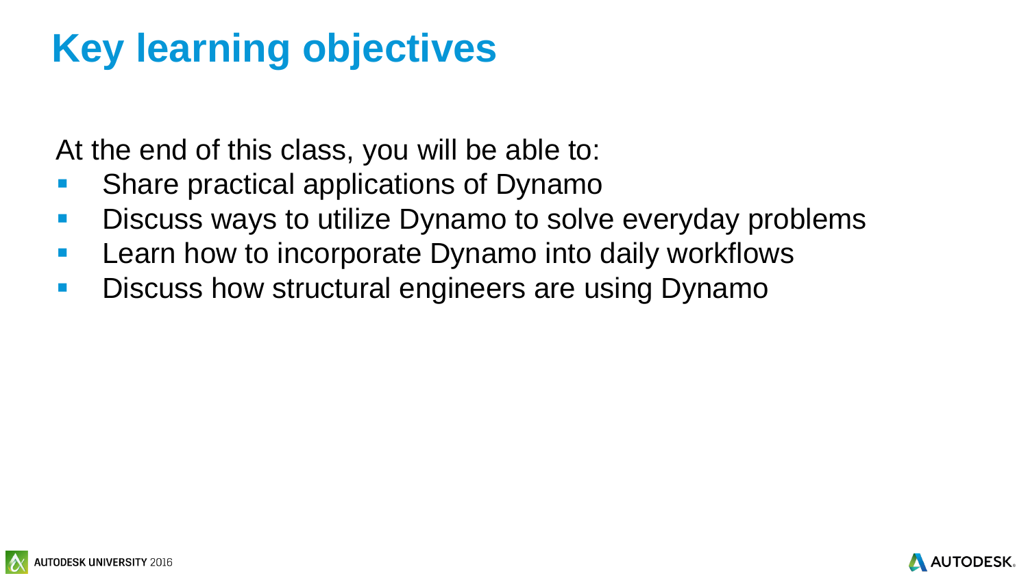# Key learning objectives

At the end of this class, you will be able to:

- Share practical applications of Dynamo
- Discuss ways to utilize Dynamo to solve everyday problems
- Learn how to incorporate Dynamo into daily workflows
- Discuss how structural engineers are using Dynamo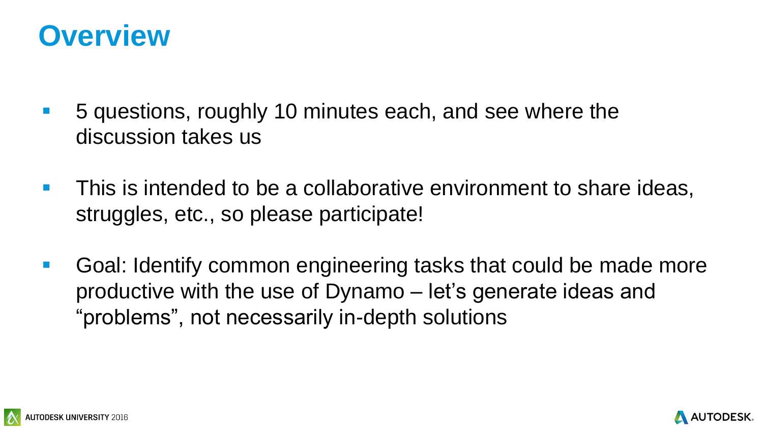# Overview

- 5 questions, roughly 10 minutes each, and see where the discussion takes us
- This is intended to be a collaborative environment to share ideas, struggles, etc., so please participate!
- Goal: Identify common engineering tasks that could be made more productive with the use of Dynamo – let's generate ideas and "problems", not necessarily in-depth solutions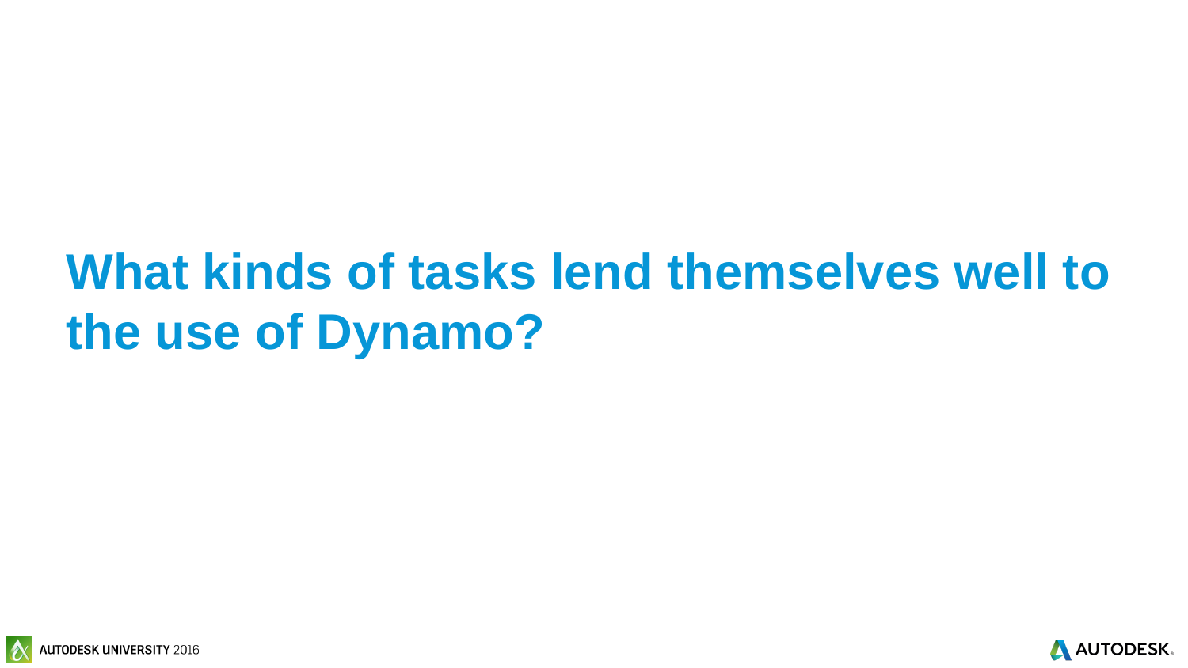# What kinds of tasks lend themselves well to the use of Dynamo?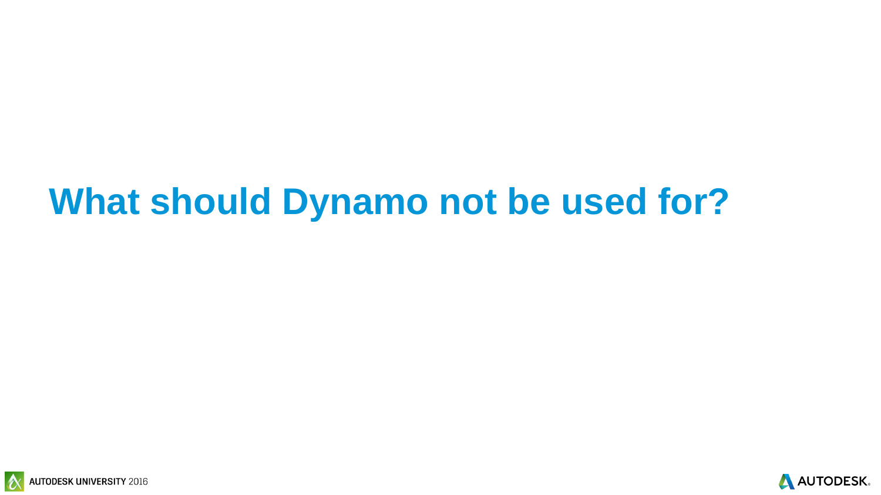# What should Dynamo not be used for?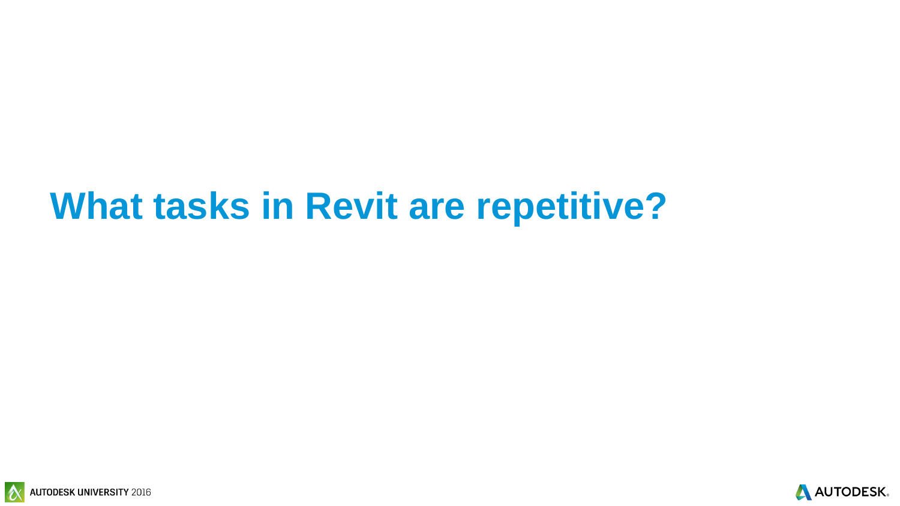# What tasks in Revit are repetitive?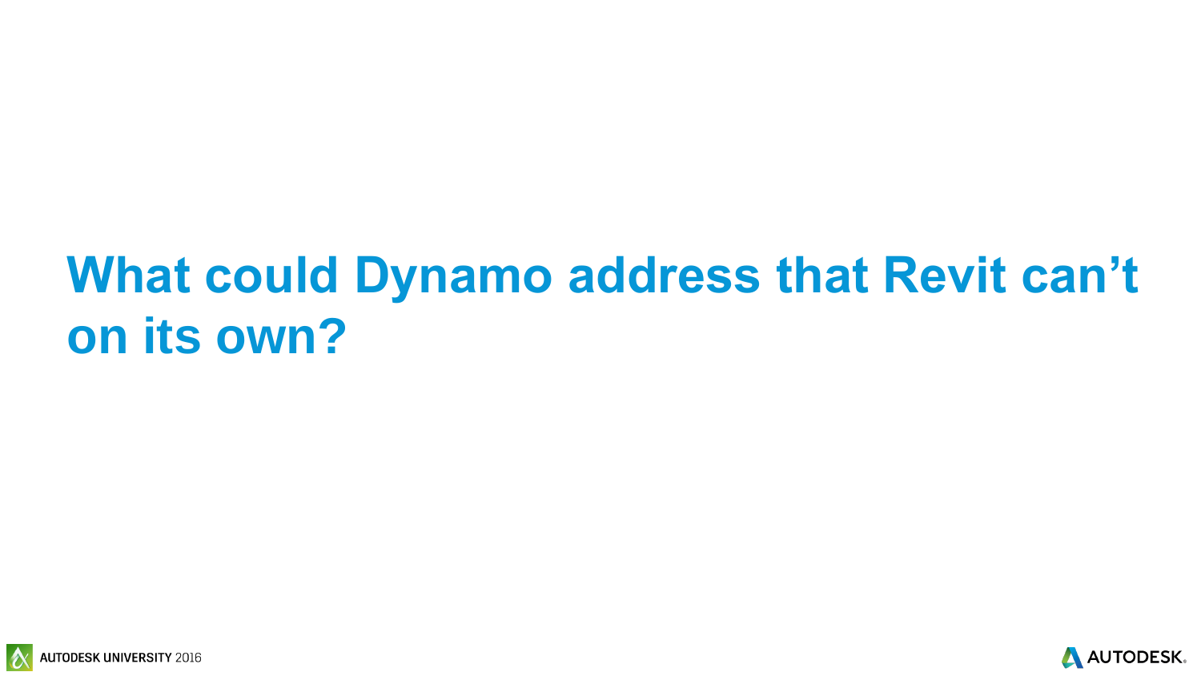# What could Dynamo address that Revit can't on its own?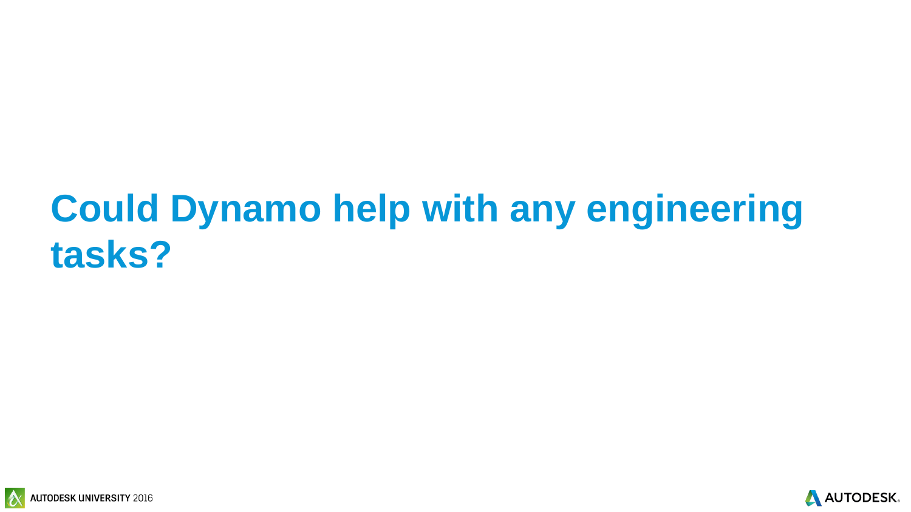# Could Dynamo help with any engineering tasks?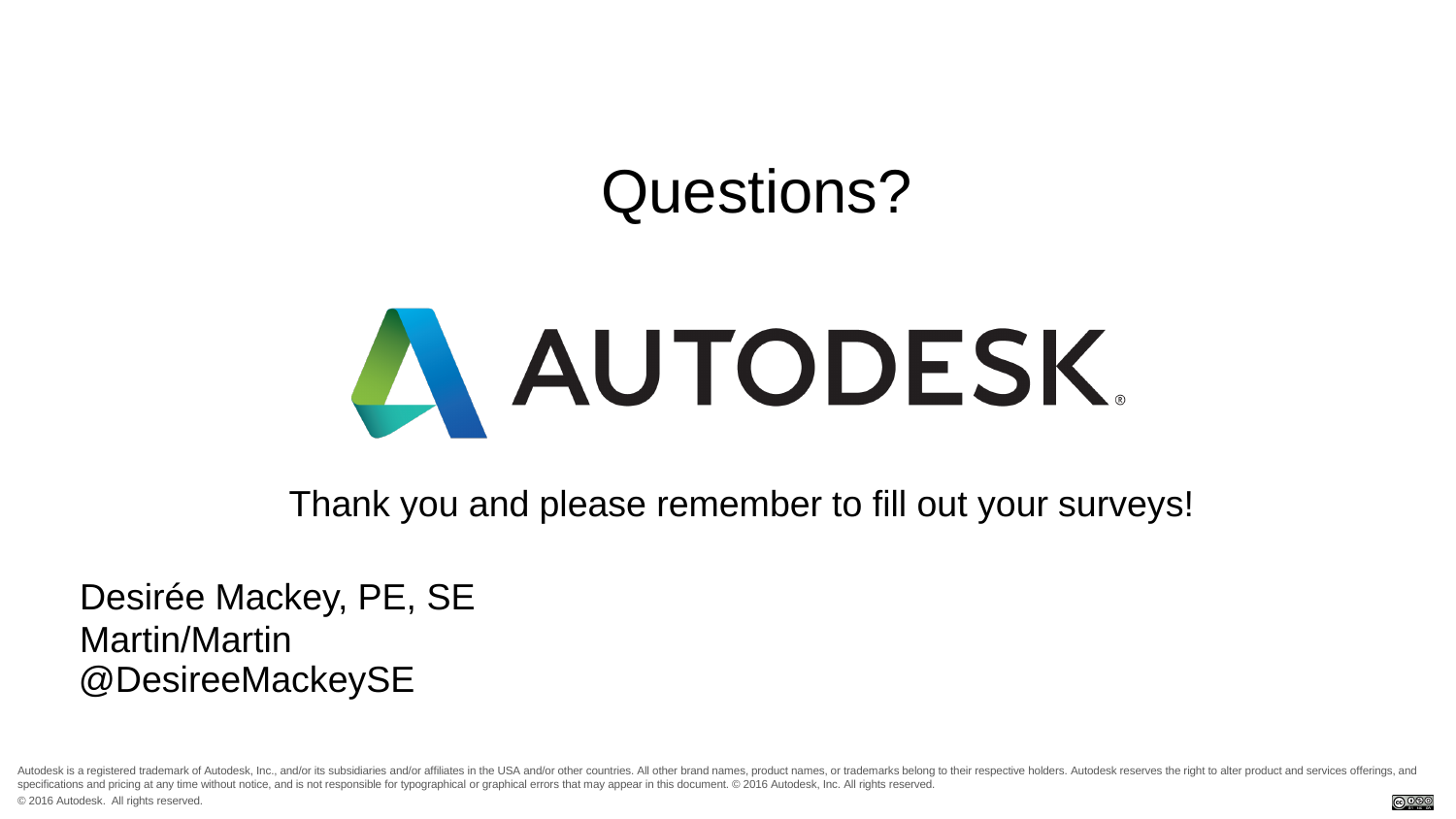# Questions?

AUTODESK®

Thank you and please remember to fill out your surveys!

Desirée Mackey, PE, SE
Martin/Martin
@DesireeMackeySE

Autodesk is a registered trademark of Autodesk, Inc., and/or its subsidiaries and/or affiliates in the USA and/or other countries. All other brand names, product names, or trademarks belong to their respective holders. Autodesk reserves the right to alter product and services offerings, and specifications and pricing at any time without notice, and is not responsible for typographical or graphical errors that may appear in this document. © 2016 Autodesk, Inc. All rights reserved.

© 2016 Autodesk. All rights reserved.